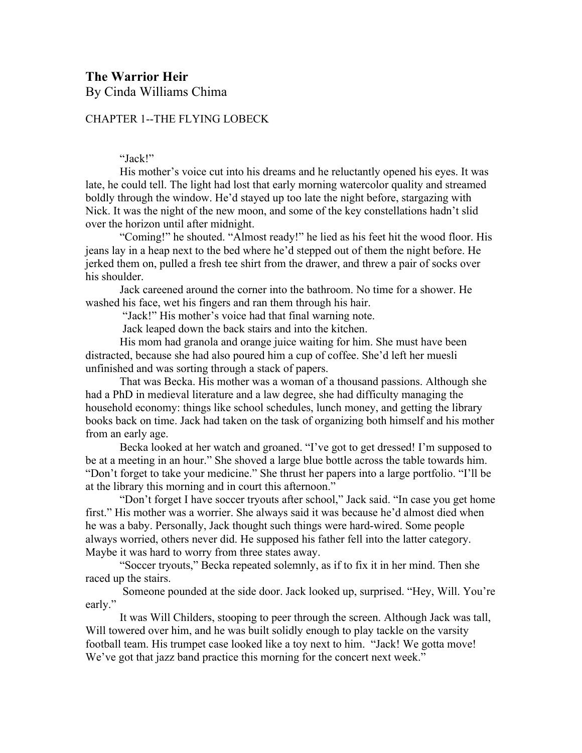# The Warrior Heir

By Cinda Williams Chima

## CHAPTER 1--THE FLYING LOBECK

"Jack!"

His mother's voice cut into his dreams and he reluctantly opened his eyes. It was late, he could tell. The light had lost that early morning watercolor quality and streamed boldly through the window. He'd stayed up too late the night before, stargazing with Nick. It was the night of the new moon, and some of the key constellations hadn't slid over the horizon until after midnight.

"Coming!" he shouted. "Almost ready!" he lied as his feet hit the wood floor. His jeans lay in a heap next to the bed where he'd stepped out of them the night before. He jerked them on, pulled a fresh tee shirt from the drawer, and threw a pair of socks over his shoulder.

Jack careened around the corner into the bathroom. No time for a shower. He washed his face, wet his fingers and ran them through his hair.

"Jack!" His mother's voice had that final warning note.

Jack leaped down the back stairs and into the kitchen.

His mom had granola and orange juice waiting for him. She must have been distracted, because she had also poured him a cup of coffee. She'd left her muesli unfinished and was sorting through a stack of papers.

That was Becka. His mother was a woman of a thousand passions. Although she had a PhD in medieval literature and a law degree, she had difficulty managing the household economy: things like school schedules, lunch money, and getting the library books back on time. Jack had taken on the task of organizing both himself and his mother from an early age.

Becka looked at her watch and groaned. "I've got to get dressed! I'm supposed to be at a meeting in an hour." She shoved a large blue bottle across the table towards him. "Don't forget to take your medicine." She thrust her papers into a large portfolio. "I'll be at the library this morning and in court this afternoon."

"Don't forget I have soccer tryouts after school," Jack said. "In case you get home first." His mother was a worrier. She always said it was because he'd almost died when he was a baby. Personally, Jack thought such things were hard-wired. Some people always worried, others never did. He supposed his father fell into the latter category. Maybe it was hard to worry from three states away.

"Soccer tryouts," Becka repeated solemnly, as if to fix it in her mind. Then she raced up the stairs.

Someone pounded at the side door. Jack looked up, surprised. "Hey, Will. You're early."

It was Will Childers, stooping to peer through the screen. Although Jack was tall, Will towered over him, and he was built solidly enough to play tackle on the varsity football team. His trumpet case looked like a toy next to him. "Jack! We gotta move! We've got that jazz band practice this morning for the concert next week."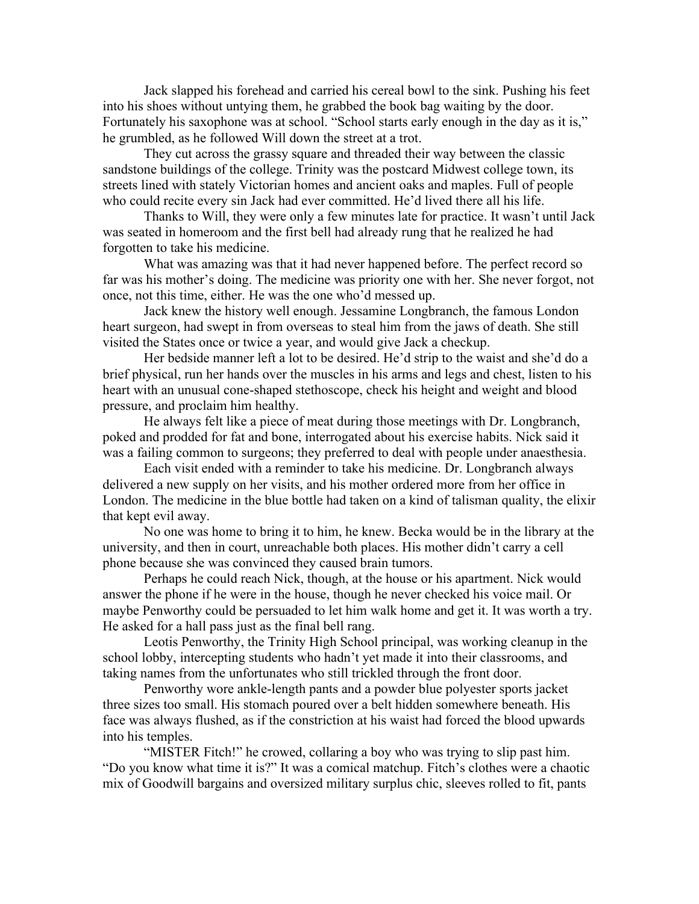Jack slapped his forehead and carried his cereal bowl to the sink. Pushing his feet into his shoes without untying them, he grabbed the book bag waiting by the door. Fortunately his saxophone was at school. "School starts early enough in the day as it is," he grumbled, as he followed Will down the street at a trot.

They cut across the grassy square and threaded their way between the classic sandstone buildings of the college. Trinity was the postcard Midwest college town, its streets lined with stately Victorian homes and ancient oaks and maples. Full of people who could recite every sin Jack had ever committed. He'd lived there all his life.

Thanks to Will, they were only a few minutes late for practice. It wasn't until Jack was seated in homeroom and the first bell had already rung that he realized he had forgotten to take his medicine.

What was amazing was that it had never happened before. The perfect record so far was his mother's doing. The medicine was priority one with her. She never forgot, not once, not this time, either. He was the one who'd messed up.

Jack knew the history well enough. Jessamine Longbranch, the famous London heart surgeon, had swept in from overseas to steal him from the jaws of death. She still visited the States once or twice a year, and would give Jack a checkup.

Her bedside manner left a lot to be desired. He'd strip to the waist and she'd do a brief physical, run her hands over the muscles in his arms and legs and chest, listen to his heart with an unusual cone-shaped stethoscope, check his height and weight and blood pressure, and proclaim him healthy.

He always felt like a piece of meat during those meetings with Dr. Longbranch, poked and prodded for fat and bone, interrogated about his exercise habits. Nick said it was a failing common to surgeons; they preferred to deal with people under anaesthesia.

Each visit ended with a reminder to take his medicine. Dr. Longbranch always delivered a new supply on her visits, and his mother ordered more from her office in London. The medicine in the blue bottle had taken on a kind of talisman quality, the elixir that kept evil away.

No one was home to bring it to him, he knew. Becka would be in the library at the university, and then in court, unreachable both places. His mother didn't carry a cell phone because she was convinced they caused brain tumors.

Perhaps he could reach Nick, though, at the house or his apartment. Nick would answer the phone if he were in the house, though he never checked his voice mail. Or maybe Penworthy could be persuaded to let him walk home and get it. It was worth a try. He asked for a hall pass just as the final bell rang.

Leotis Penworthy, the Trinity High School principal, was working cleanup in the school lobby, intercepting students who hadn't yet made it into their classrooms, and taking names from the unfortunates who still trickled through the front door.

Penworthy wore ankle-length pants and a powder blue polyester sports jacket three sizes too small. His stomach poured over a belt hidden somewhere beneath. His face was always flushed, as if the constriction at his waist had forced the blood upwards into his temples.

"MISTER Fitch!" he crowed, collaring a boy who was trying to slip past him. "Do you know what time it is?" It was a comical matchup. Fitch's clothes were a chaotic mix of Goodwill bargains and oversized military surplus chic, sleeves rolled to fit, pants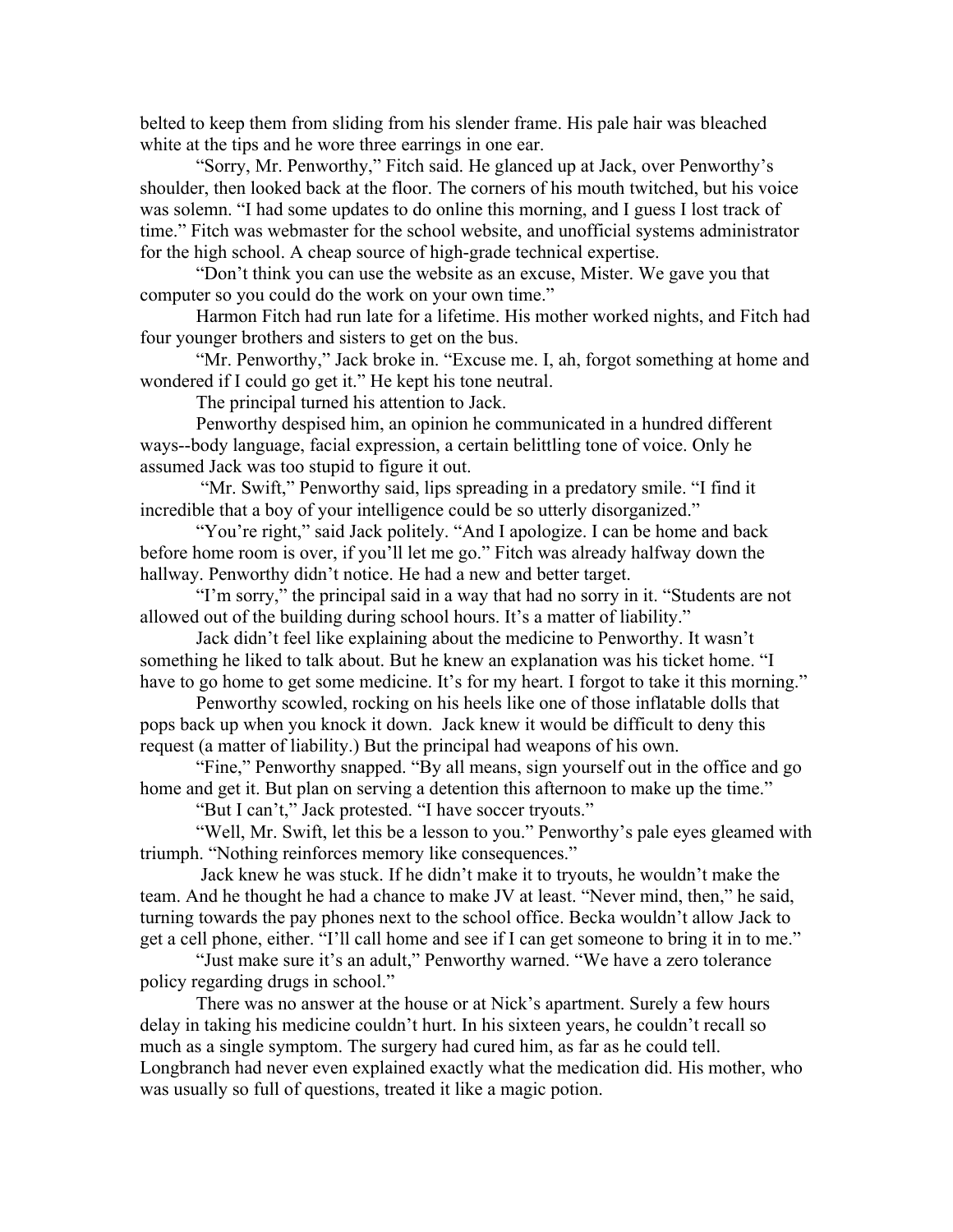belted to keep them from sliding from his slender frame. His pale hair was bleached white at the tips and he wore three earrings in one ear.

"Sorry, Mr. Penworthy," Fitch said. He glanced up at Jack, over Penworthy's shoulder, then looked back at the floor. The corners of his mouth twitched, but his voice was solemn. "I had some updates to do online this morning, and I guess I lost track of time." Fitch was webmaster for the school website, and unofficial systems administrator for the high school. A cheap source of high-grade technical expertise.

"Don't think you can use the website as an excuse, Mister. We gave you that computer so you could do the work on your own time."

Harmon Fitch had run late for a lifetime. His mother worked nights, and Fitch had four younger brothers and sisters to get on the bus.

"Mr. Penworthy," Jack broke in. "Excuse me. I, ah, forgot something at home and wondered if I could go get it." He kept his tone neutral.

The principal turned his attention to Jack.

Penworthy despised him, an opinion he communicated in a hundred different ways--body language, facial expression, a certain belittling tone of voice. Only he assumed Jack was too stupid to figure it out.

"Mr. Swift," Penworthy said, lips spreading in a predatory smile. "I find it incredible that a boy of your intelligence could be so utterly disorganized."

"You're right," said Jack politely. "And I apologize. I can be home and back before home room is over, if you'll let me go." Fitch was already halfway down the hallway. Penworthy didn't notice. He had a new and better target.

"I'm sorry," the principal said in a way that had no sorry in it. "Students are not allowed out of the building during school hours. It's a matter of liability."

Jack didn't feel like explaining about the medicine to Penworthy. It wasn't something he liked to talk about. But he knew an explanation was his ticket home. "I have to go home to get some medicine. It's for my heart. I forgot to take it this morning."

Penworthy scowled, rocking on his heels like one of those inflatable dolls that pops back up when you knock it down. Jack knew it would be difficult to deny this request (a matter of liability.) But the principal had weapons of his own.

"Fine," Penworthy snapped. "By all means, sign yourself out in the office and go home and get it. But plan on serving a detention this afternoon to make up the time."

"But I can't," Jack protested. "I have soccer tryouts."

"Well, Mr. Swift, let this be a lesson to you." Penworthy's pale eyes gleamed with triumph. "Nothing reinforces memory like consequences."

Jack knew he was stuck. If he didn't make it to tryouts, he wouldn't make the team. And he thought he had a chance to make JV at least. "Never mind, then," he said, turning towards the pay phones next to the school office. Becka wouldn't allow Jack to get a cell phone, either. "I'll call home and see if I can get someone to bring it in to me."

"Just make sure it's an adult," Penworthy warned. "We have a zero tolerance policy regarding drugs in school."

There was no answer at the house or at Nick's apartment. Surely a few hours delay in taking his medicine couldn't hurt. In his sixteen years, he couldn't recall so much as a single symptom. The surgery had cured him, as far as he could tell. Longbranch had never even explained exactly what the medication did. His mother, who was usually so full of questions, treated it like a magic potion.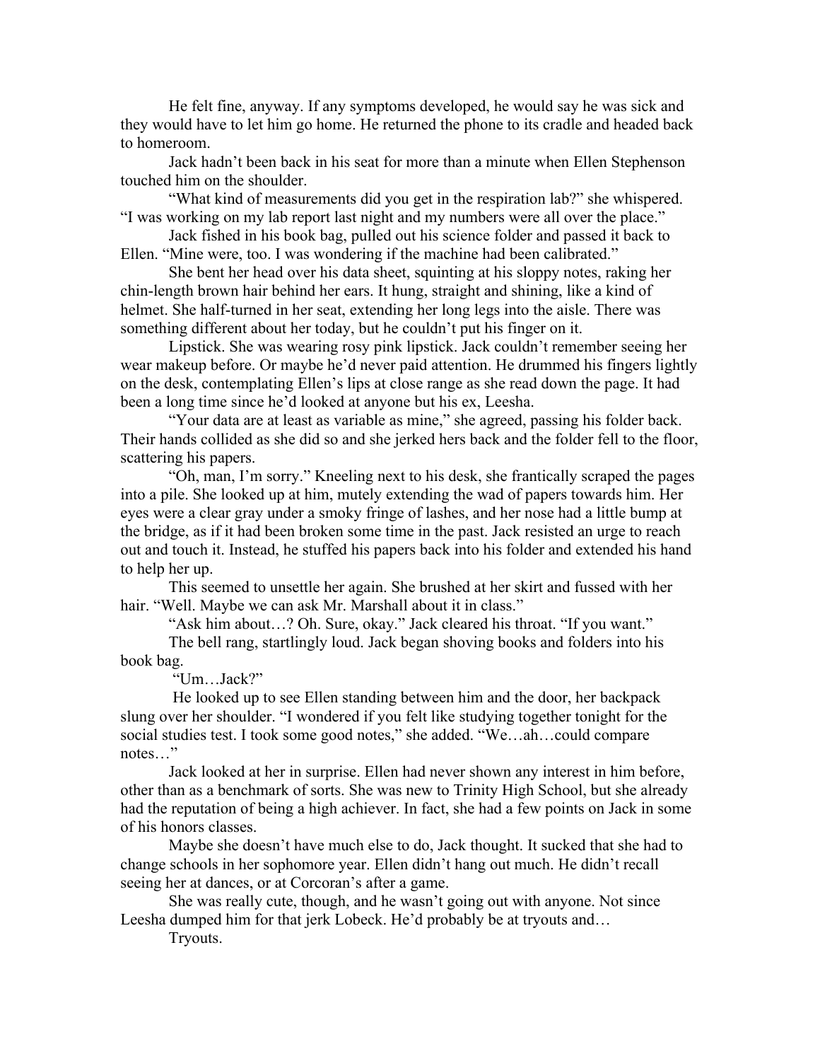He felt fine, anyway. If any symptoms developed, he would say he was sick and they would have to let him go home. He returned the phone to its cradle and headed back to homeroom.

Jack hadn't been back in his seat for more than a minute when Ellen Stephenson touched him on the shoulder.

"What kind of measurements did you get in the respiration lab?" she whispered. "I was working on my lab report last night and my numbers were all over the place."

Jack fished in his book bag, pulled out his science folder and passed it back to Ellen. "Mine were, too. I was wondering if the machine had been calibrated."

She bent her head over his data sheet, squinting at his sloppy notes, raking her chin-length brown hair behind her ears. It hung, straight and shining, like a kind of helmet. She half-turned in her seat, extending her long legs into the aisle. There was something different about her today, but he couldn't put his finger on it.

Lipstick. She was wearing rosy pink lipstick. Jack couldn't remember seeing her wear makeup before. Or maybe he'd never paid attention. He drummed his fingers lightly on the desk, contemplating Ellen's lips at close range as she read down the page. It had been a long time since he'd looked at anyone but his ex, Leesha.

"Your data are at least as variable as mine," she agreed, passing his folder back. Their hands collided as she did so and she jerked hers back and the folder fell to the floor, scattering his papers.

"Oh, man, I'm sorry." Kneeling next to his desk, she frantically scraped the pages into a pile. She looked up at him, mutely extending the wad of papers towards him. Her eyes were a clear gray under a smoky fringe of lashes, and her nose had a little bump at the bridge, as if it had been broken some time in the past. Jack resisted an urge to reach out and touch it. Instead, he stuffed his papers back into his folder and extended his hand to help her up.

This seemed to unsettle her again. She brushed at her skirt and fussed with her hair. "Well. Maybe we can ask Mr. Marshall about it in class."

"Ask him about…? Oh. Sure, okay." Jack cleared his throat. "If you want."

The bell rang, startlingly loud. Jack began shoving books and folders into his book bag.

"Um…Jack?"

He looked up to see Ellen standing between him and the door, her backpack slung over her shoulder. "I wondered if you felt like studying together tonight for the social studies test. I took some good notes," she added. "We…ah…could compare notes…"

Jack looked at her in surprise. Ellen had never shown any interest in him before, other than as a benchmark of sorts. She was new to Trinity High School, but she already had the reputation of being a high achiever. In fact, she had a few points on Jack in some of his honors classes.

Maybe she doesn't have much else to do, Jack thought. It sucked that she had to change schools in her sophomore year. Ellen didn't hang out much. He didn't recall seeing her at dances, or at Corcoran's after a game.

She was really cute, though, and he wasn't going out with anyone. Not since Leesha dumped him for that jerk Lobeck. He'd probably be at tryouts and…

Tryouts.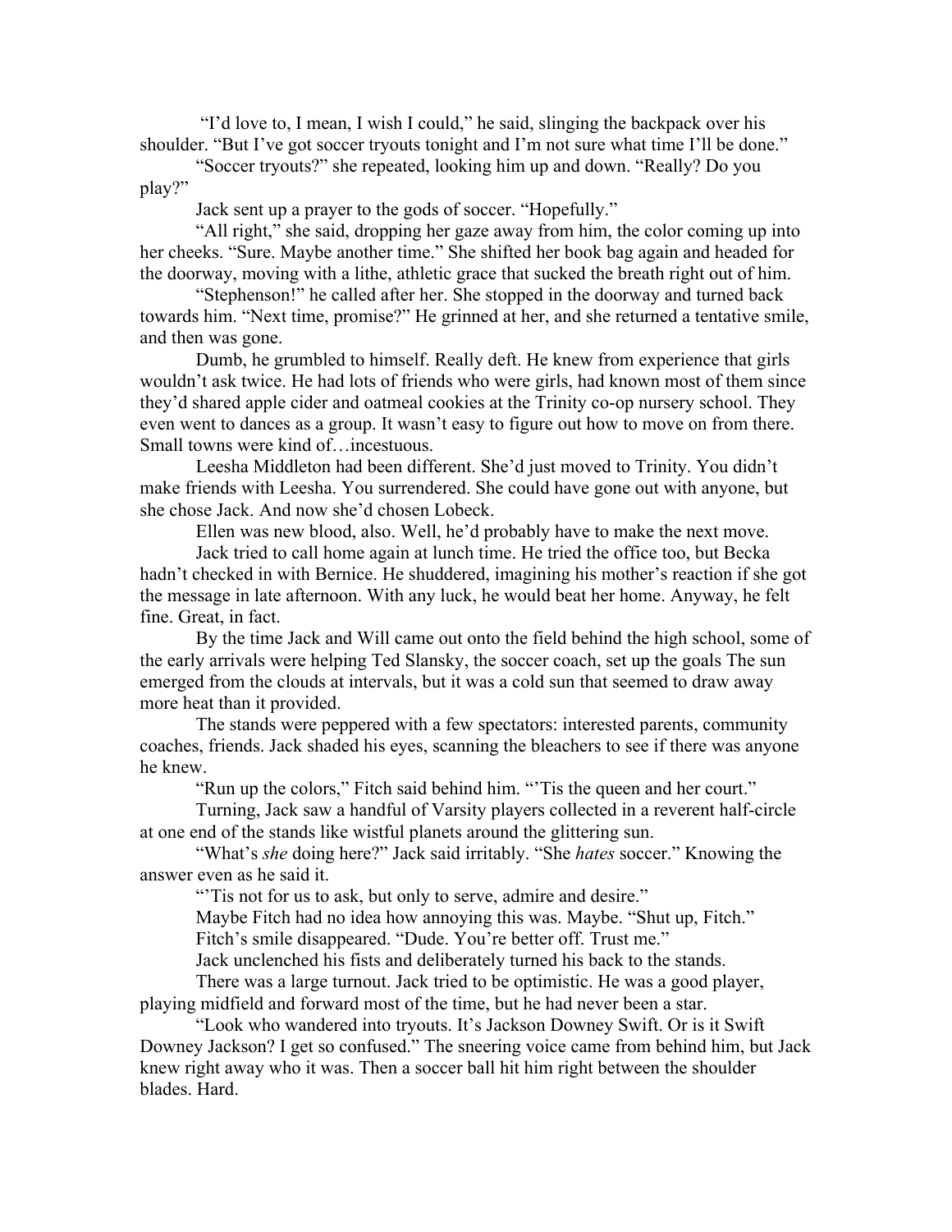"I'd love to, I mean, I wish I could," he said, slinging the backpack over his shoulder. "But I've got soccer tryouts tonight and I'm not sure what time I'll be done."

"Soccer tryouts?" she repeated, looking him up and down. "Really? Do you play?"

Jack sent up a prayer to the gods of soccer. "Hopefully."

"All right," she said, dropping her gaze away from him, the color coming up into her cheeks. "Sure. Maybe another time." She shifted her book bag again and headed for the doorway, moving with a lithe, athletic grace that sucked the breath right out of him.

"Stephenson!" he called after her. She stopped in the doorway and turned back towards him. "Next time, promise?" He grinned at her, and she returned a tentative smile, and then was gone.

Dumb, he grumbled to himself. Really deft. He knew from experience that girls wouldn't ask twice. He had lots of friends who were girls, had known most of them since they'd shared apple cider and oatmeal cookies at the Trinity co-op nursery school. They even went to dances as a group. It wasn't easy to figure out how to move on from there. Small towns were kind of…incestuous.

Leesha Middleton had been different. She'd just moved to Trinity. You didn't make friends with Leesha. You surrendered. She could have gone out with anyone, but she chose Jack. And now she'd chosen Lobeck.

Ellen was new blood, also. Well, he'd probably have to make the next move.

Jack tried to call home again at lunch time. He tried the office too, but Becka hadn't checked in with Bernice. He shuddered, imagining his mother's reaction if she got the message in late afternoon. With any luck, he would beat her home. Anyway, he felt fine. Great, in fact.

By the time Jack and Will came out onto the field behind the high school, some of the early arrivals were helping Ted Slansky, the soccer coach, set up the goals The sun emerged from the clouds at intervals, but it was a cold sun that seemed to draw away more heat than it provided.

The stands were peppered with a few spectators: interested parents, community coaches, friends. Jack shaded his eyes, scanning the bleachers to see if there was anyone he knew.

"Run up the colors," Fitch said behind him. "'Tis the queen and her court."

Turning, Jack saw a handful of Varsity players collected in a reverent half-circle at one end of the stands like wistful planets around the glittering sun.

"What's *she* doing here?" Jack said irritably. "She *hates* soccer." Knowing the answer even as he said it.

"'Tis not for us to ask, but only to serve, admire and desire."

Maybe Fitch had no idea how annoying this was. Maybe. "Shut up, Fitch."

Fitch's smile disappeared. "Dude. You're better off. Trust me."

Jack unclenched his fists and deliberately turned his back to the stands.

There was a large turnout. Jack tried to be optimistic. He was a good player, playing midfield and forward most of the time, but he had never been a star.

"Look who wandered into tryouts. It's Jackson Downey Swift. Or is it Swift Downey Jackson? I get so confused." The sneering voice came from behind him, but Jack knew right away who it was. Then a soccer ball hit him right between the shoulder blades. Hard.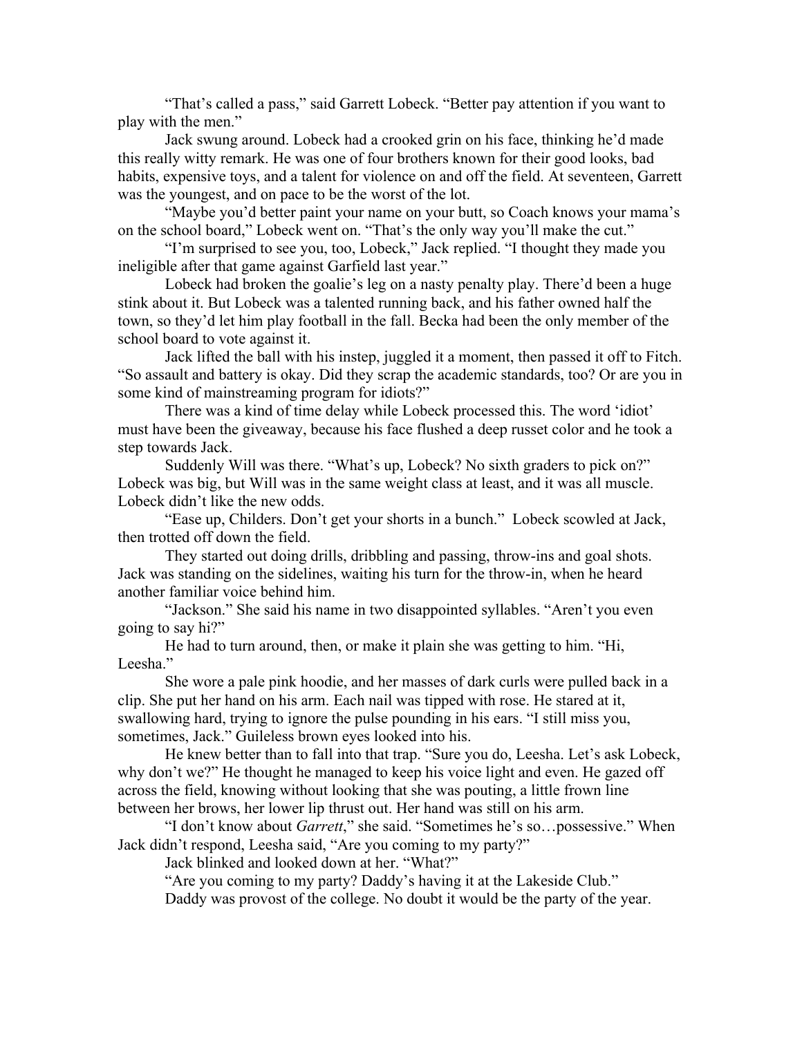"That's called a pass," said Garrett Lobeck. "Better pay attention if you want to play with the men."

Jack swung around. Lobeck had a crooked grin on his face, thinking he'd made this really witty remark. He was one of four brothers known for their good looks, bad habits, expensive toys, and a talent for violence on and off the field. At seventeen, Garrett was the youngest, and on pace to be the worst of the lot.

"Maybe you'd better paint your name on your butt, so Coach knows your mama's on the school board," Lobeck went on. "That's the only way you'll make the cut."

"I'm surprised to see you, too, Lobeck," Jack replied. "I thought they made you ineligible after that game against Garfield last year."

Lobeck had broken the goalie's leg on a nasty penalty play. There'd been a huge stink about it. But Lobeck was a talented running back, and his father owned half the town, so they'd let him play football in the fall. Becka had been the only member of the school board to vote against it.

Jack lifted the ball with his instep, juggled it a moment, then passed it off to Fitch. "So assault and battery is okay. Did they scrap the academic standards, too? Or are you in some kind of mainstreaming program for idiots?"

There was a kind of time delay while Lobeck processed this. The word 'idiot' must have been the giveaway, because his face flushed a deep russet color and he took a step towards Jack.

Suddenly Will was there. "What's up, Lobeck? No sixth graders to pick on?" Lobeck was big, but Will was in the same weight class at least, and it was all muscle. Lobeck didn't like the new odds.

"Ease up, Childers. Don't get your shorts in a bunch." Lobeck scowled at Jack, then trotted off down the field.

They started out doing drills, dribbling and passing, throw-ins and goal shots. Jack was standing on the sidelines, waiting his turn for the throw-in, when he heard another familiar voice behind him.

"Jackson." She said his name in two disappointed syllables. "Aren't you even going to say hi?"

He had to turn around, then, or make it plain she was getting to him. "Hi, Leesha."

She wore a pale pink hoodie, and her masses of dark curls were pulled back in a clip. She put her hand on his arm. Each nail was tipped with rose. He stared at it, swallowing hard, trying to ignore the pulse pounding in his ears. "I still miss you, sometimes, Jack." Guileless brown eyes looked into his.

He knew better than to fall into that trap. "Sure you do, Leesha. Let's ask Lobeck, why don't we?" He thought he managed to keep his voice light and even. He gazed off across the field, knowing without looking that she was pouting, a little frown line between her brows, her lower lip thrust out. Her hand was still on his arm.

"I don't know about *Garrett*," she said. "Sometimes he's so…possessive." When Jack didn't respond, Leesha said, "Are you coming to my party?"

Jack blinked and looked down at her. "What?"

"Are you coming to my party? Daddy's having it at the Lakeside Club."

Daddy was provost of the college. No doubt it would be the party of the year.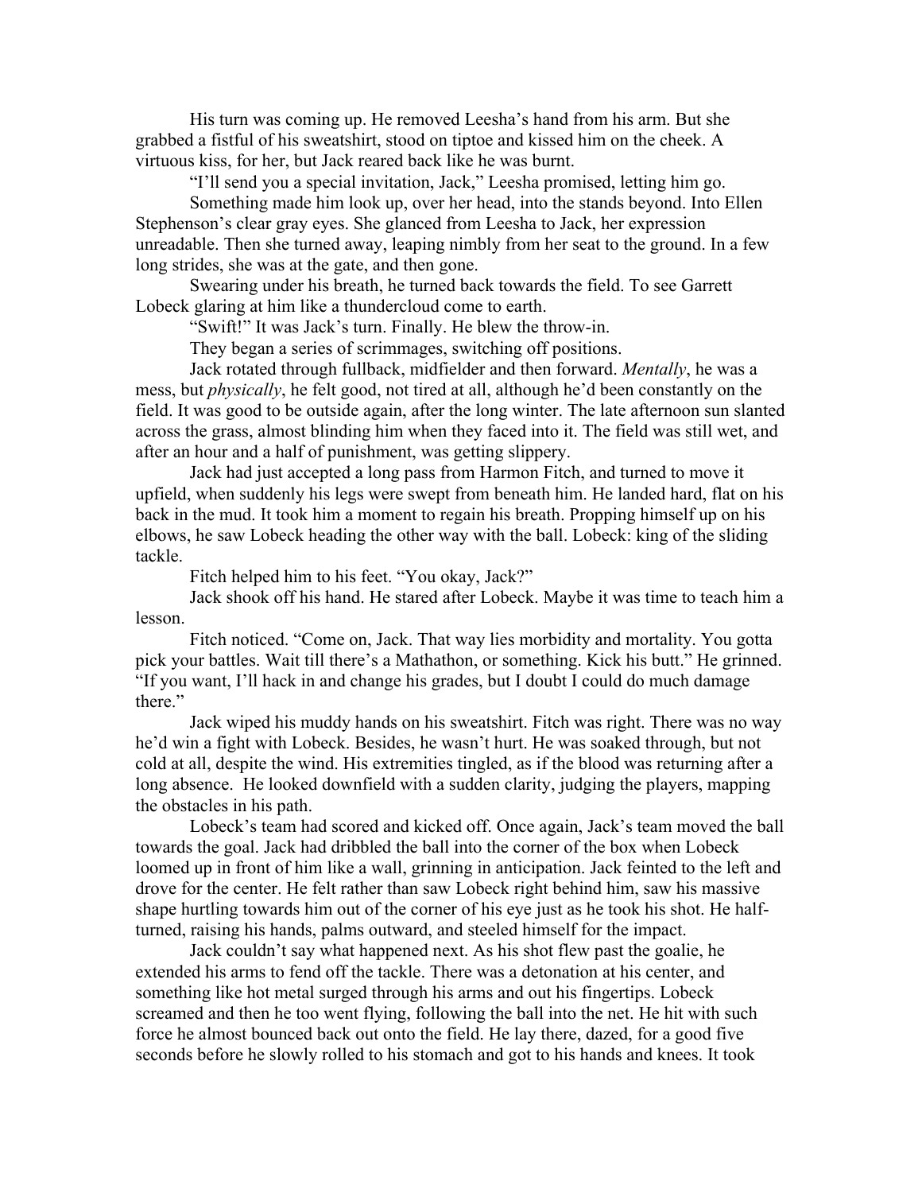His turn was coming up. He removed Leesha's hand from his arm. But she grabbed a fistful of his sweatshirt, stood on tiptoe and kissed him on the cheek. A virtuous kiss, for her, but Jack reared back like he was burnt.

"I'll send you a special invitation, Jack," Leesha promised, letting him go.

Something made him look up, over her head, into the stands beyond. Into Ellen Stephenson's clear gray eyes. She glanced from Leesha to Jack, her expression unreadable. Then she turned away, leaping nimbly from her seat to the ground. In a few long strides, she was at the gate, and then gone.

Swearing under his breath, he turned back towards the field. To see Garrett Lobeck glaring at him like a thundercloud come to earth.

"Swift!" It was Jack's turn. Finally. He blew the throw-in.

They began a series of scrimmages, switching off positions.

Jack rotated through fullback, midfielder and then forward. *Mentally*, he was a mess, but *physically*, he felt good, not tired at all, although he'd been constantly on the field. It was good to be outside again, after the long winter. The late afternoon sun slanted across the grass, almost blinding him when they faced into it. The field was still wet, and after an hour and a half of punishment, was getting slippery.

Jack had just accepted a long pass from Harmon Fitch, and turned to move it upfield, when suddenly his legs were swept from beneath him. He landed hard, flat on his back in the mud. It took him a moment to regain his breath. Propping himself up on his elbows, he saw Lobeck heading the other way with the ball. Lobeck: king of the sliding tackle.

Fitch helped him to his feet. "You okay, Jack?"

Jack shook off his hand. He stared after Lobeck. Maybe it was time to teach him a lesson.

Fitch noticed. "Come on, Jack. That way lies morbidity and mortality. You gotta pick your battles. Wait till there's a Mathathon, or something. Kick his butt." He grinned. "If you want, I'll hack in and change his grades, but I doubt I could do much damage there."

Jack wiped his muddy hands on his sweatshirt. Fitch was right. There was no way he'd win a fight with Lobeck. Besides, he wasn't hurt. He was soaked through, but not cold at all, despite the wind. His extremities tingled, as if the blood was returning after a long absence. He looked downfield with a sudden clarity, judging the players, mapping the obstacles in his path.

Lobeck's team had scored and kicked off. Once again, Jack's team moved the ball towards the goal. Jack had dribbled the ball into the corner of the box when Lobeck loomed up in front of him like a wall, grinning in anticipation. Jack feinted to the left and drove for the center. He felt rather than saw Lobeck right behind him, saw his massive shape hurtling towards him out of the corner of his eye just as he took his shot. He half-turned, raising his hands, palms outward, and steeled himself for the impact.

Jack couldn't say what happened next. As his shot flew past the goalie, he extended his arms to fend off the tackle. There was a detonation at his center, and something like hot metal surged through his arms and out his fingertips. Lobeck screamed and then he too went flying, following the ball into the net. He hit with such force he almost bounced back out onto the field. He lay there, dazed, for a good five seconds before he slowly rolled to his stomach and got to his hands and knees. It took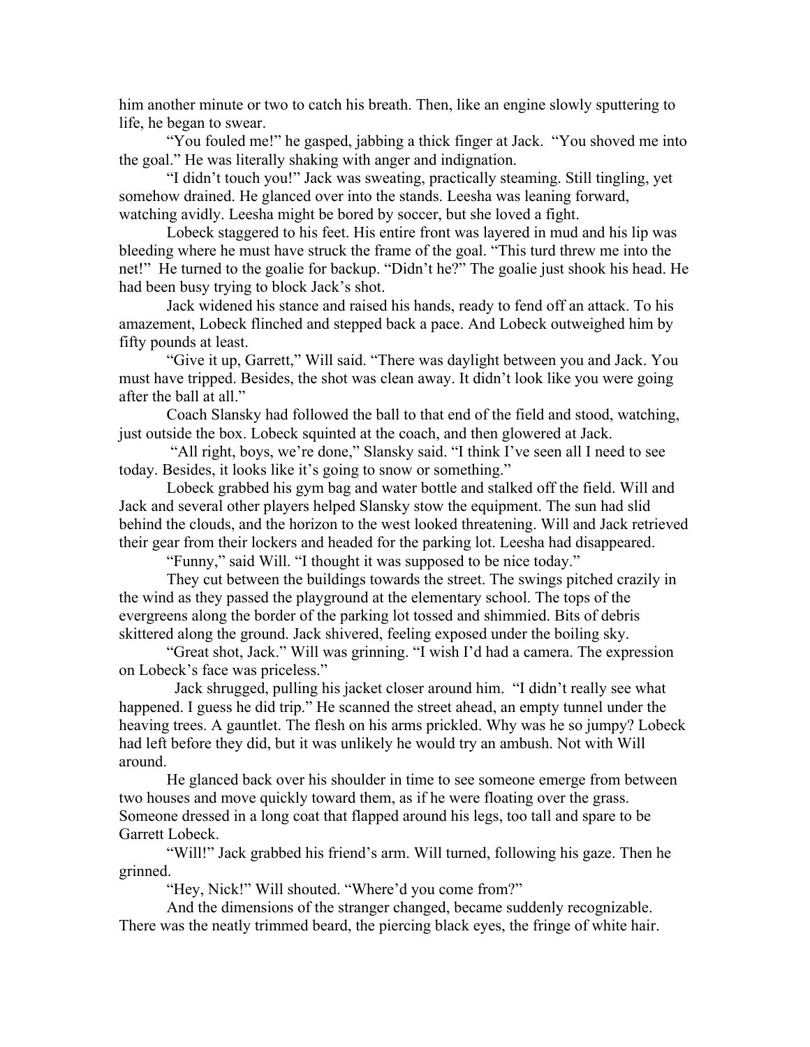him another minute or two to catch his breath. Then, like an engine slowly sputtering to life, he began to swear.

"You fouled me!" he gasped, jabbing a thick finger at Jack. "You shoved me into the goal." He was literally shaking with anger and indignation.

"I didn't touch you!" Jack was sweating, practically steaming. Still tingling, yet somehow drained. He glanced over into the stands. Leesha was leaning forward, watching avidly. Leesha might be bored by soccer, but she loved a fight.

Lobeck staggered to his feet. His entire front was layered in mud and his lip was bleeding where he must have struck the frame of the goal. "This turd threw me into the net!" He turned to the goalie for backup. "Didn't he?" The goalie just shook his head. He had been busy trying to block Jack's shot.

Jack widened his stance and raised his hands, ready to fend off an attack. To his amazement, Lobeck flinched and stepped back a pace. And Lobeck outweighed him by fifty pounds at least.

"Give it up, Garrett," Will said. "There was daylight between you and Jack. You must have tripped. Besides, the shot was clean away. It didn't look like you were going after the ball at all."

Coach Slansky had followed the ball to that end of the field and stood, watching, just outside the box. Lobeck squinted at the coach, and then glowered at Jack.

"All right, boys, we're done," Slansky said. "I think I've seen all I need to see today. Besides, it looks like it's going to snow or something."

Lobeck grabbed his gym bag and water bottle and stalked off the field. Will and Jack and several other players helped Slansky stow the equipment. The sun had slid behind the clouds, and the horizon to the west looked threatening. Will and Jack retrieved their gear from their lockers and headed for the parking lot. Leesha had disappeared.

"Funny," said Will. "I thought it was supposed to be nice today."

They cut between the buildings towards the street. The swings pitched crazily in the wind as they passed the playground at the elementary school. The tops of the evergreens along the border of the parking lot tossed and shimmied. Bits of debris skittered along the ground. Jack shivered, feeling exposed under the boiling sky.

"Great shot, Jack." Will was grinning. "I wish I'd had a camera. The expression on Lobeck's face was priceless."

Jack shrugged, pulling his jacket closer around him. "I didn't really see what happened. I guess he did trip." He scanned the street ahead, an empty tunnel under the heaving trees. A gauntlet. The flesh on his arms prickled. Why was he so jumpy? Lobeck had left before they did, but it was unlikely he would try an ambush. Not with Will around.

He glanced back over his shoulder in time to see someone emerge from between two houses and move quickly toward them, as if he were floating over the grass. Someone dressed in a long coat that flapped around his legs, too tall and spare to be Garrett Lobeck.

"Will!" Jack grabbed his friend's arm. Will turned, following his gaze. Then he grinned.

"Hey, Nick!" Will shouted. "Where'd you come from?"

And the dimensions of the stranger changed, became suddenly recognizable. There was the neatly trimmed beard, the piercing black eyes, the fringe of white hair.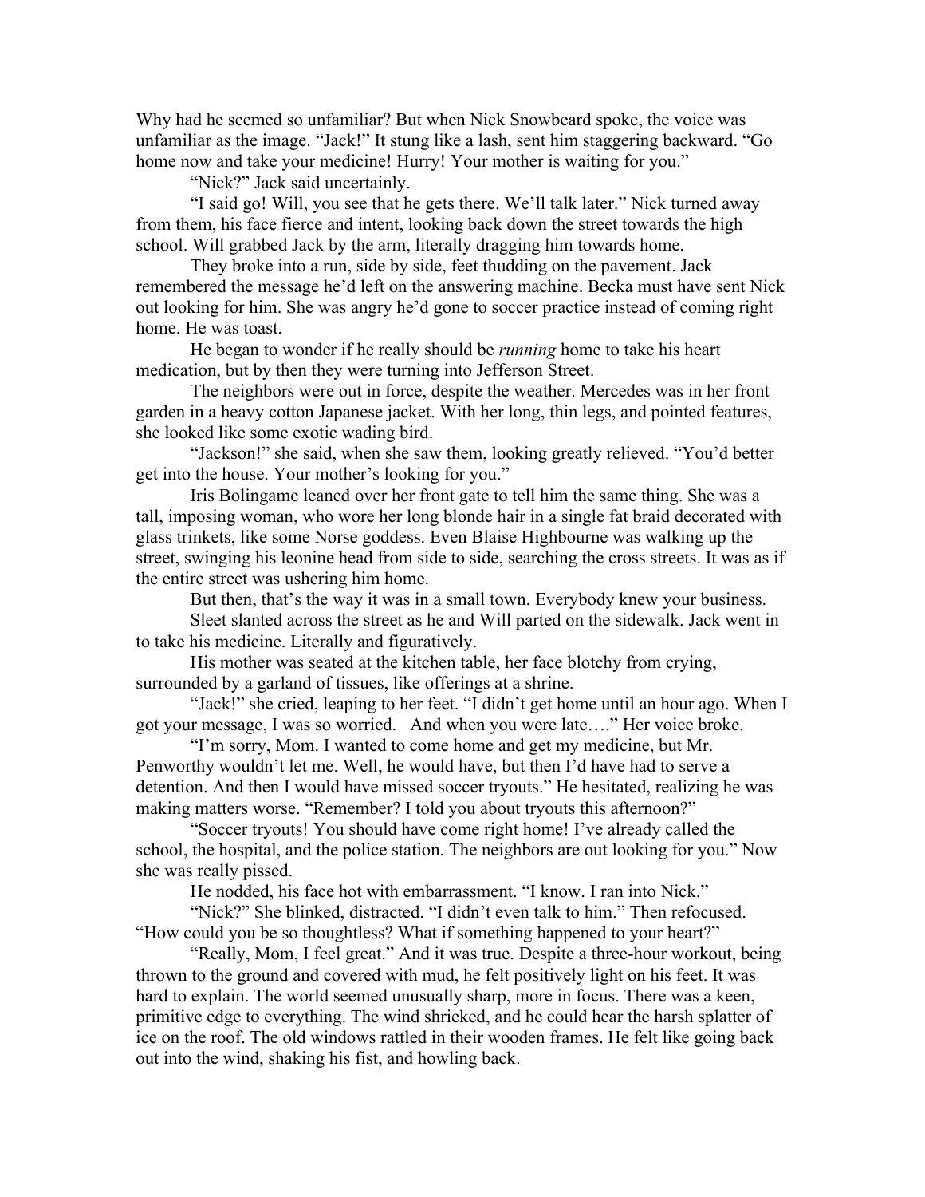Why had he seemed so unfamiliar? But when Nick Snowbeard spoke, the voice was unfamiliar as the image. "Jack!" It stung like a lash, sent him staggering backward. "Go home now and take your medicine! Hurry! Your mother is waiting for you."

"Nick?" Jack said uncertainly.

"I said go! Will, you see that he gets there. We'll talk later." Nick turned away from them, his face fierce and intent, looking back down the street towards the high school. Will grabbed Jack by the arm, literally dragging him towards home.

They broke into a run, side by side, feet thudding on the pavement. Jack remembered the message he'd left on the answering machine. Becka must have sent Nick out looking for him. She was angry he'd gone to soccer practice instead of coming right home. He was toast.

He began to wonder if he really should be *running* home to take his heart medication, but by then they were turning into Jefferson Street.

The neighbors were out in force, despite the weather. Mercedes was in her front garden in a heavy cotton Japanese jacket. With her long, thin legs, and pointed features, she looked like some exotic wading bird.

"Jackson!" she said, when she saw them, looking greatly relieved. "You'd better get into the house. Your mother's looking for you."

Iris Bolingame leaned over her front gate to tell him the same thing. She was a tall, imposing woman, who wore her long blonde hair in a single fat braid decorated with glass trinkets, like some Norse goddess. Even Blaise Highbourne was walking up the street, swinging his leonine head from side to side, searching the cross streets. It was as if the entire street was ushering him home.

But then, that's the way it was in a small town. Everybody knew your business.

Sleet slanted across the street as he and Will parted on the sidewalk. Jack went in to take his medicine. Literally and figuratively.

His mother was seated at the kitchen table, her face blotchy from crying, surrounded by a garland of tissues, like offerings at a shrine.

"Jack!" she cried, leaping to her feet. "I didn't get home until an hour ago. When I got your message, I was so worried.   And when you were late…." Her voice broke.

"I'm sorry, Mom. I wanted to come home and get my medicine, but Mr. Penworthy wouldn't let me. Well, he would have, but then I'd have had to serve a detention. And then I would have missed soccer tryouts." He hesitated, realizing he was making matters worse. "Remember? I told you about tryouts this afternoon?"

"Soccer tryouts! You should have come right home! I've already called the school, the hospital, and the police station. The neighbors are out looking for you." Now she was really pissed.

He nodded, his face hot with embarrassment. "I know. I ran into Nick."

"Nick?" She blinked, distracted. "I didn't even talk to him." Then refocused. "How could you be so thoughtless? What if something happened to your heart?"

"Really, Mom, I feel great." And it was true. Despite a three-hour workout, being thrown to the ground and covered with mud, he felt positively light on his feet. It was hard to explain. The world seemed unusually sharp, more in focus. There was a keen, primitive edge to everything. The wind shrieked, and he could hear the harsh splatter of ice on the roof. The old windows rattled in their wooden frames. He felt like going back out into the wind, shaking his fist, and howling back.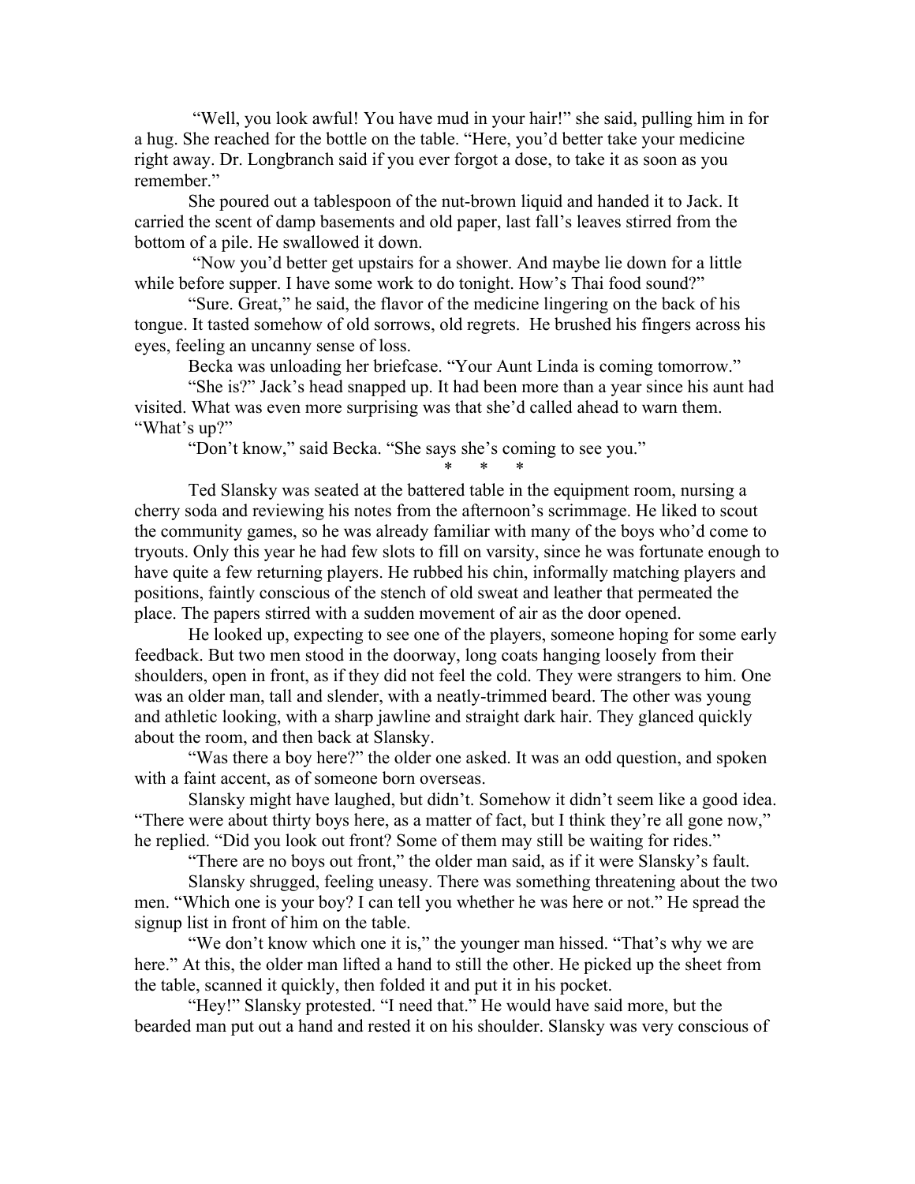"Well, you look awful! You have mud in your hair!" she said, pulling him in for a hug. She reached for the bottle on the table. "Here, you'd better take your medicine right away. Dr. Longbranch said if you ever forgot a dose, to take it as soon as you remember."

She poured out a tablespoon of the nut-brown liquid and handed it to Jack. It carried the scent of damp basements and old paper, last fall's leaves stirred from the bottom of a pile. He swallowed it down.

"Now you'd better get upstairs for a shower. And maybe lie down for a little while before supper. I have some work to do tonight. How's Thai food sound?"

"Sure. Great," he said, the flavor of the medicine lingering on the back of his tongue. It tasted somehow of old sorrows, old regrets. He brushed his fingers across his eyes, feeling an uncanny sense of loss.

Becka was unloading her briefcase. "Your Aunt Linda is coming tomorrow."

"She is?" Jack's head snapped up. It had been more than a year since his aunt had visited. What was even more surprising was that she'd called ahead to warn them. "What's up?"

"Don't know," said Becka. "She says she's coming to see you."

\* \* \*

Ted Slansky was seated at the battered table in the equipment room, nursing a cherry soda and reviewing his notes from the afternoon's scrimmage. He liked to scout the community games, so he was already familiar with many of the boys who'd come to tryouts. Only this year he had few slots to fill on varsity, since he was fortunate enough to have quite a few returning players. He rubbed his chin, informally matching players and positions, faintly conscious of the stench of old sweat and leather that permeated the place. The papers stirred with a sudden movement of air as the door opened.

He looked up, expecting to see one of the players, someone hoping for some early feedback. But two men stood in the doorway, long coats hanging loosely from their shoulders, open in front, as if they did not feel the cold. They were strangers to him. One was an older man, tall and slender, with a neatly-trimmed beard. The other was young and athletic looking, with a sharp jawline and straight dark hair. They glanced quickly about the room, and then back at Slansky.

"Was there a boy here?" the older one asked. It was an odd question, and spoken with a faint accent, as of someone born overseas.

Slansky might have laughed, but didn't. Somehow it didn't seem like a good idea. "There were about thirty boys here, as a matter of fact, but I think they're all gone now," he replied. "Did you look out front? Some of them may still be waiting for rides."

"There are no boys out front," the older man said, as if it were Slansky's fault.

Slansky shrugged, feeling uneasy. There was something threatening about the two men. "Which one is your boy? I can tell you whether he was here or not." He spread the signup list in front of him on the table.

"We don't know which one it is," the younger man hissed. "That's why we are here." At this, the older man lifted a hand to still the other. He picked up the sheet from the table, scanned it quickly, then folded it and put it in his pocket.

"Hey!" Slansky protested. "I need that." He would have said more, but the bearded man put out a hand and rested it on his shoulder. Slansky was very conscious of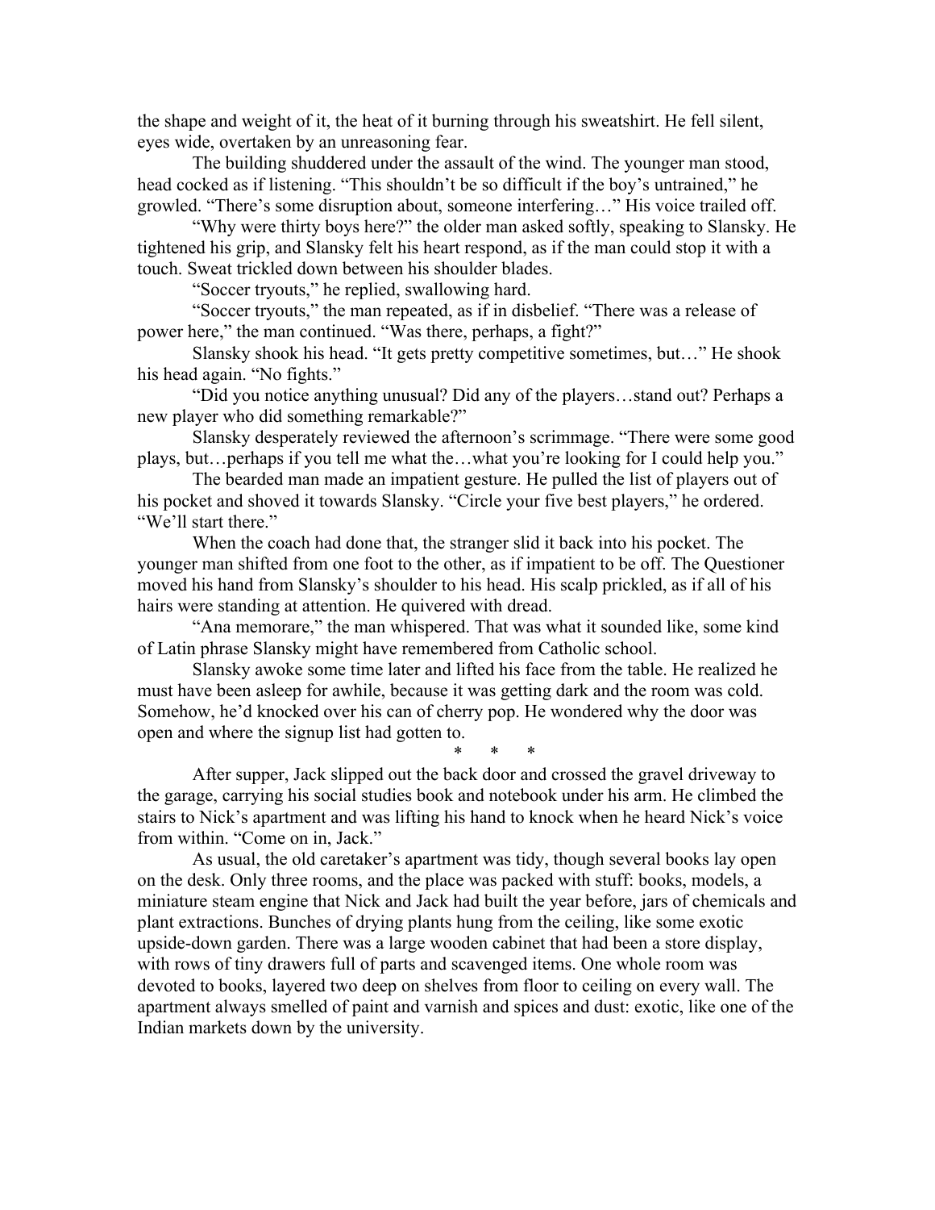the shape and weight of it, the heat of it burning through his sweatshirt. He fell silent, eyes wide, overtaken by an unreasoning fear.

The building shuddered under the assault of the wind. The younger man stood, head cocked as if listening. "This shouldn't be so difficult if the boy's untrained," he growled. "There's some disruption about, someone interfering…" His voice trailed off.

"Why were thirty boys here?" the older man asked softly, speaking to Slansky. He tightened his grip, and Slansky felt his heart respond, as if the man could stop it with a touch. Sweat trickled down between his shoulder blades.

"Soccer tryouts," he replied, swallowing hard.

"Soccer tryouts," the man repeated, as if in disbelief. "There was a release of power here," the man continued. "Was there, perhaps, a fight?"

Slansky shook his head. "It gets pretty competitive sometimes, but…" He shook his head again. "No fights."

"Did you notice anything unusual? Did any of the players…stand out? Perhaps a new player who did something remarkable?"

Slansky desperately reviewed the afternoon's scrimmage. "There were some good plays, but…perhaps if you tell me what the…what you're looking for I could help you."

The bearded man made an impatient gesture. He pulled the list of players out of his pocket and shoved it towards Slansky. "Circle your five best players," he ordered. "We'll start there."

When the coach had done that, the stranger slid it back into his pocket. The younger man shifted from one foot to the other, as if impatient to be off. The Questioner moved his hand from Slansky's shoulder to his head. His scalp prickled, as if all of his hairs were standing at attention. He quivered with dread.

"Ana memorare," the man whispered. That was what it sounded like, some kind of Latin phrase Slansky might have remembered from Catholic school.

Slansky awoke some time later and lifted his face from the table. He realized he must have been asleep for awhile, because it was getting dark and the room was cold. Somehow, he'd knocked over his can of cherry pop. He wondered why the door was open and where the signup list had gotten to.

\* \* \*

After supper, Jack slipped out the back door and crossed the gravel driveway to the garage, carrying his social studies book and notebook under his arm. He climbed the stairs to Nick's apartment and was lifting his hand to knock when he heard Nick's voice from within. "Come on in, Jack."

As usual, the old caretaker's apartment was tidy, though several books lay open on the desk. Only three rooms, and the place was packed with stuff: books, models, a miniature steam engine that Nick and Jack had built the year before, jars of chemicals and plant extractions. Bunches of drying plants hung from the ceiling, like some exotic upside-down garden. There was a large wooden cabinet that had been a store display, with rows of tiny drawers full of parts and scavenged items. One whole room was devoted to books, layered two deep on shelves from floor to ceiling on every wall. The apartment always smelled of paint and varnish and spices and dust: exotic, like one of the Indian markets down by the university.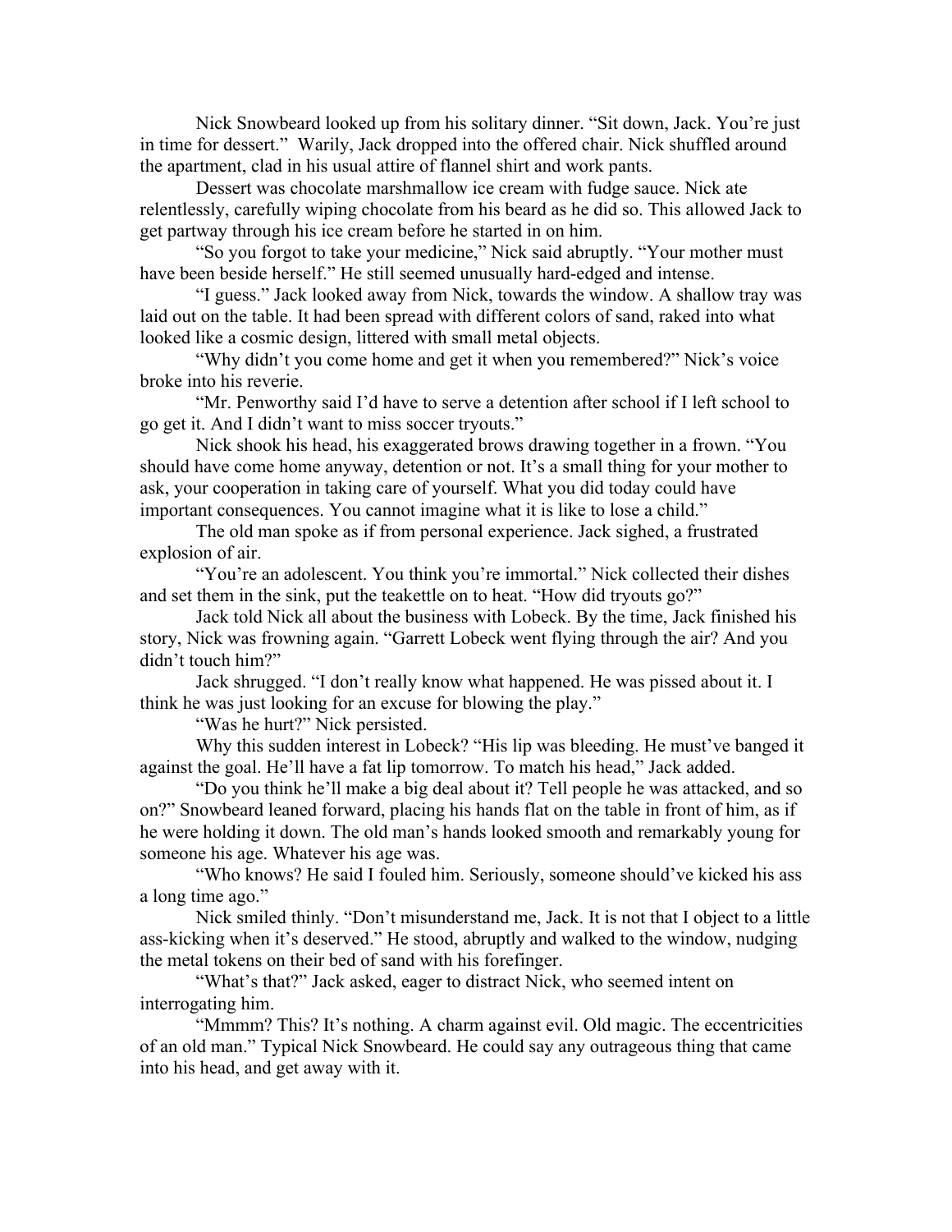Nick Snowbeard looked up from his solitary dinner. "Sit down, Jack. You're just in time for dessert." Warily, Jack dropped into the offered chair. Nick shuffled around the apartment, clad in his usual attire of flannel shirt and work pants.

Dessert was chocolate marshmallow ice cream with fudge sauce. Nick ate relentlessly, carefully wiping chocolate from his beard as he did so. This allowed Jack to get partway through his ice cream before he started in on him.

"So you forgot to take your medicine," Nick said abruptly. "Your mother must have been beside herself." He still seemed unusually hard-edged and intense.

"I guess." Jack looked away from Nick, towards the window. A shallow tray was laid out on the table. It had been spread with different colors of sand, raked into what looked like a cosmic design, littered with small metal objects.

"Why didn't you come home and get it when you remembered?" Nick's voice broke into his reverie.

"Mr. Penworthy said I'd have to serve a detention after school if I left school to go get it. And I didn't want to miss soccer tryouts."

Nick shook his head, his exaggerated brows drawing together in a frown. "You should have come home anyway, detention or not. It's a small thing for your mother to ask, your cooperation in taking care of yourself. What you did today could have important consequences. You cannot imagine what it is like to lose a child."

The old man spoke as if from personal experience. Jack sighed, a frustrated explosion of air.

"You're an adolescent. You think you're immortal." Nick collected their dishes and set them in the sink, put the teakettle on to heat. "How did tryouts go?"

Jack told Nick all about the business with Lobeck. By the time, Jack finished his story, Nick was frowning again. "Garrett Lobeck went flying through the air? And you didn't touch him?"

Jack shrugged. "I don't really know what happened. He was pissed about it. I think he was just looking for an excuse for blowing the play."

"Was he hurt?" Nick persisted.

Why this sudden interest in Lobeck? "His lip was bleeding. He must've banged it against the goal. He'll have a fat lip tomorrow. To match his head," Jack added.

"Do you think he'll make a big deal about it? Tell people he was attacked, and so on?" Snowbeard leaned forward, placing his hands flat on the table in front of him, as if he were holding it down. The old man's hands looked smooth and remarkably young for someone his age. Whatever his age was.

"Who knows? He said I fouled him. Seriously, someone should've kicked his ass a long time ago."

Nick smiled thinly. "Don't misunderstand me, Jack. It is not that I object to a little ass-kicking when it's deserved." He stood, abruptly and walked to the window, nudging the metal tokens on their bed of sand with his forefinger.

"What's that?" Jack asked, eager to distract Nick, who seemed intent on interrogating him.

"Mmmm? This? It's nothing. A charm against evil. Old magic. The eccentricities of an old man." Typical Nick Snowbeard. He could say any outrageous thing that came into his head, and get away with it.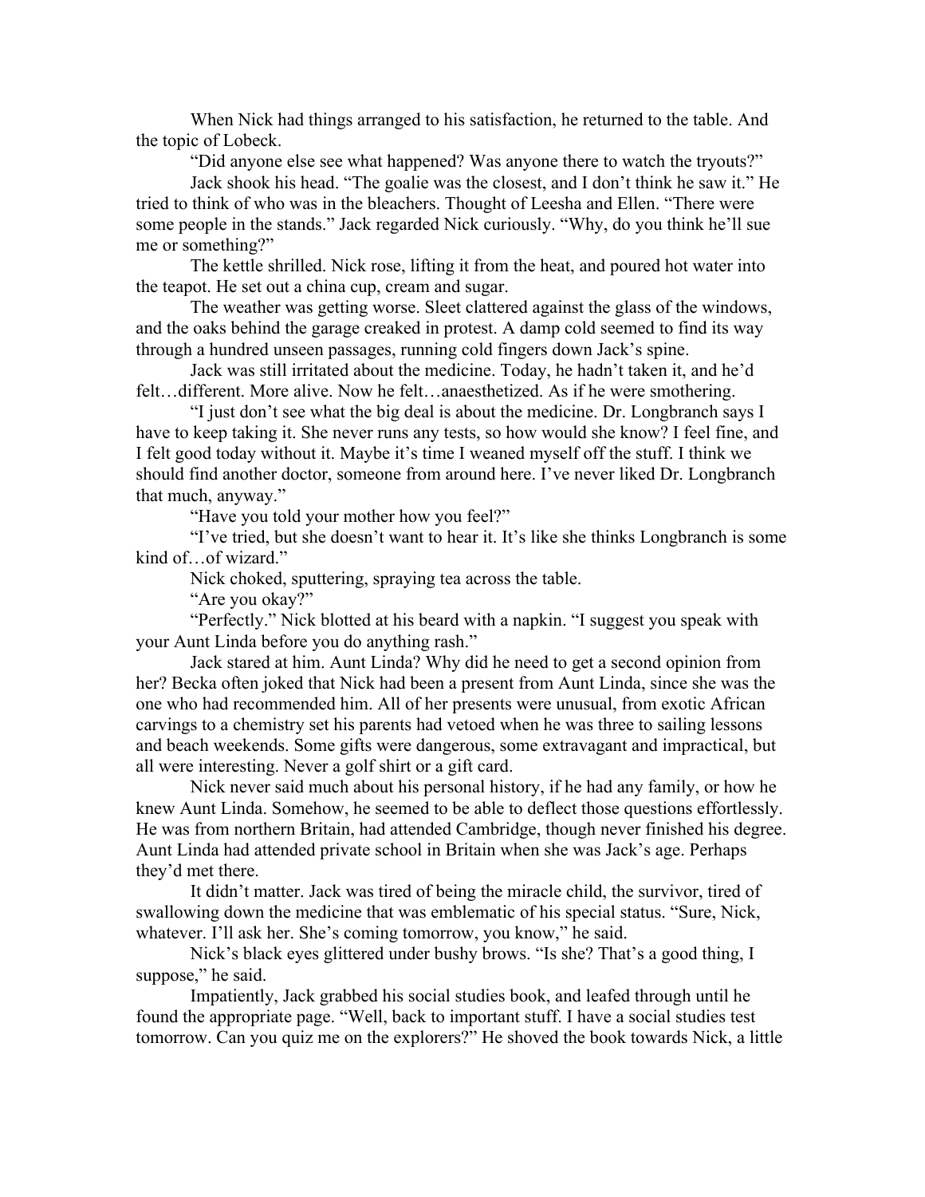When Nick had things arranged to his satisfaction, he returned to the table. And the topic of Lobeck.

"Did anyone else see what happened? Was anyone there to watch the tryouts?"

Jack shook his head. "The goalie was the closest, and I don't think he saw it." He tried to think of who was in the bleachers. Thought of Leesha and Ellen. "There were some people in the stands." Jack regarded Nick curiously. "Why, do you think he'll sue me or something?"

The kettle shrilled. Nick rose, lifting it from the heat, and poured hot water into the teapot. He set out a china cup, cream and sugar.

The weather was getting worse. Sleet clattered against the glass of the windows, and the oaks behind the garage creaked in protest. A damp cold seemed to find its way through a hundred unseen passages, running cold fingers down Jack's spine.

Jack was still irritated about the medicine. Today, he hadn't taken it, and he'd felt…different. More alive. Now he felt…anaesthetized. As if he were smothering.

"I just don't see what the big deal is about the medicine. Dr. Longbranch says I have to keep taking it. She never runs any tests, so how would she know? I feel fine, and I felt good today without it. Maybe it's time I weaned myself off the stuff. I think we should find another doctor, someone from around here. I've never liked Dr. Longbranch that much, anyway."

"Have you told your mother how you feel?"

"I've tried, but she doesn't want to hear it. It's like she thinks Longbranch is some kind of…of wizard."

Nick choked, sputtering, spraying tea across the table.

"Are you okay?"

"Perfectly." Nick blotted at his beard with a napkin. "I suggest you speak with your Aunt Linda before you do anything rash."

Jack stared at him. Aunt Linda? Why did he need to get a second opinion from her? Becka often joked that Nick had been a present from Aunt Linda, since she was the one who had recommended him. All of her presents were unusual, from exotic African carvings to a chemistry set his parents had vetoed when he was three to sailing lessons and beach weekends. Some gifts were dangerous, some extravagant and impractical, but all were interesting. Never a golf shirt or a gift card.

Nick never said much about his personal history, if he had any family, or how he knew Aunt Linda. Somehow, he seemed to be able to deflect those questions effortlessly. He was from northern Britain, had attended Cambridge, though never finished his degree. Aunt Linda had attended private school in Britain when she was Jack's age. Perhaps they'd met there.

It didn't matter. Jack was tired of being the miracle child, the survivor, tired of swallowing down the medicine that was emblematic of his special status. "Sure, Nick, whatever. I'll ask her. She's coming tomorrow, you know," he said.

Nick's black eyes glittered under bushy brows. "Is she? That's a good thing, I suppose," he said.

Impatiently, Jack grabbed his social studies book, and leafed through until he found the appropriate page. "Well, back to important stuff. I have a social studies test tomorrow. Can you quiz me on the explorers?" He shoved the book towards Nick, a little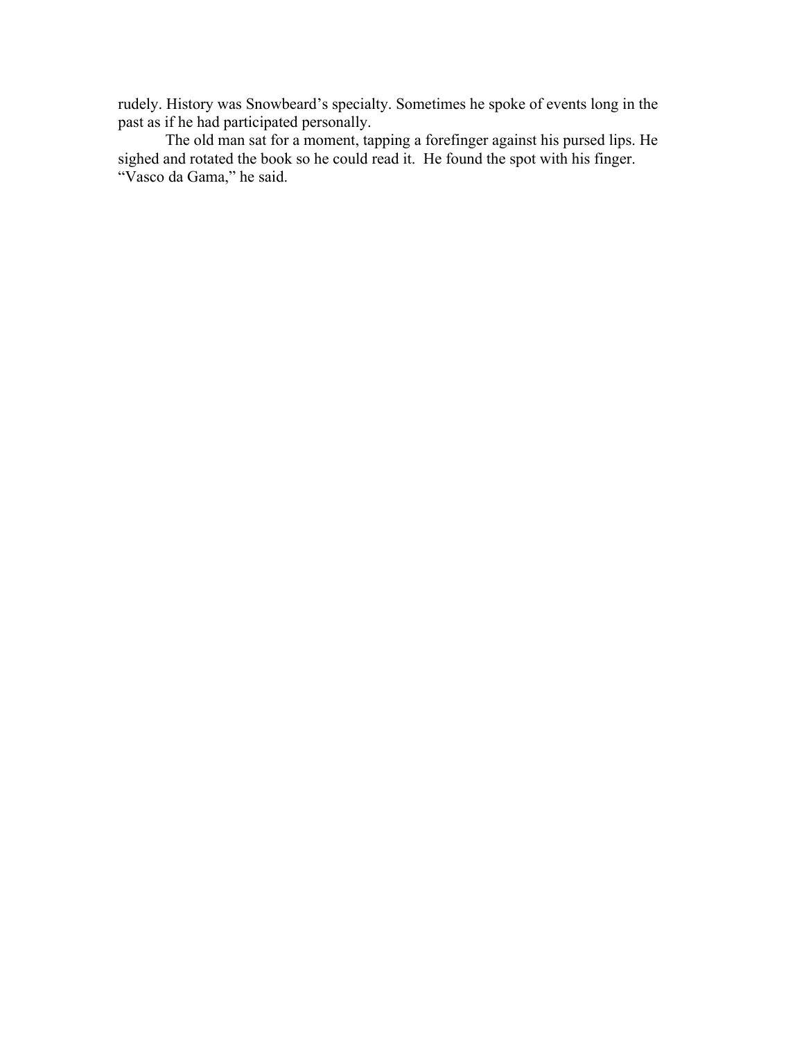rudely. History was Snowbeard's specialty. Sometimes he spoke of events long in the past as if he had participated personally.

The old man sat for a moment, tapping a forefinger against his pursed lips. He sighed and rotated the book so he could read it. He found the spot with his finger. "Vasco da Gama," he said.